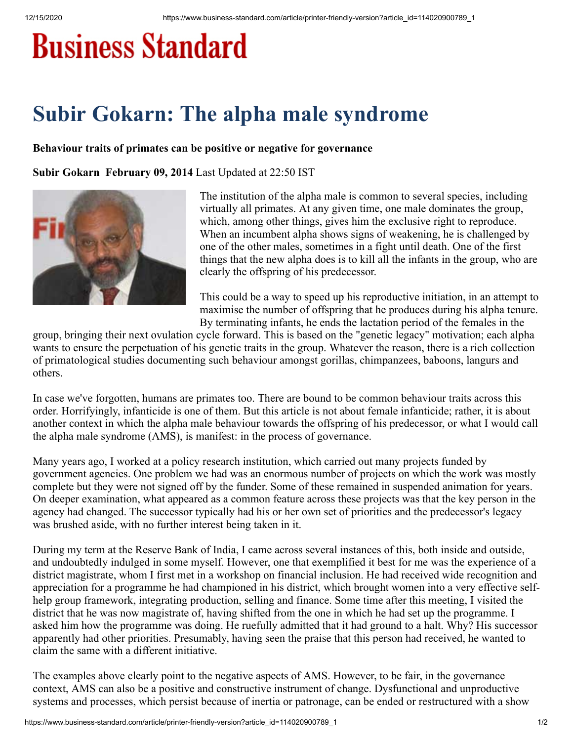# Business Standard

# Subir Gokarn: The alpha male syndrome

**Behaviour traits of primates can be positive or negative for governance**

**Subir Gokarn February 09, 2014** Last Updated at 22:50 IST

The institution of the alpha male is common to several species, including virtually all primates. At any given time, one male dominates the group, which, among other things, gives him the exclusive right to reproduce. When an incumbent alpha shows signs of weakening, he is challenged by one of the other males, sometimes in a fight until death. One of the first things that the new alpha does is to kill all the infants in the group, who are clearly the offspring of his predecessor.

This could be a way to speed up his reproductive initiation, in an attempt to maximise the number of offspring that he produces during his alpha tenure. By terminating infants, he ends the lactation period of the females in the group, bringing their next ovulation cycle forward. This is based on the "genetic legacy" motivation; each alpha wants to ensure the perpetuation of his genetic traits in the group. Whatever the reason, there is a rich collection of primatological studies documenting such behaviour amongst gorillas, chimpanzees, baboons, langurs and others.

In case we've forgotten, humans are primates too. There are bound to be common behaviour traits across this order. Horrifyingly, infanticide is one of them. But this article is not about female infanticide; rather, it is about another context in which the alpha male behaviour towards the offspring of his predecessor, or what I would call the alpha male syndrome (AMS), is manifest: in the process of governance.

Many years ago, I worked at a policy research institution, which carried out many projects funded by government agencies. One problem we had was an enormous number of projects on which the work was mostly complete but they were not signed off by the funder. Some of these remained in suspended animation for years. On deeper examination, what appeared as a common feature across these projects was that the key person in the agency had changed. The successor typically had his or her own set of priorities and the predecessor's legacy was brushed aside, with no further interest being taken in it.

During my term at the Reserve Bank of India, I came across several instances of this, both inside and outside, and undoubtedly indulged in some myself. However, one that exemplified it best for me was the experience of a district magistrate, whom I first met in a workshop on financial inclusion. He had received wide recognition and appreciation for a programme he had championed in his district, which brought women into a very effective self-help group framework, integrating production, selling and finance. Some time after this meeting, I visited the district that he was now magistrate of, having shifted from the one in which he had set up the programme. I asked him how the programme was doing. He ruefully admitted that it had ground to a halt. Why? His successor apparently had other priorities. Presumably, having seen the praise that this person had received, he wanted to claim the same with a different initiative.

The examples above clearly point to the negative aspects of AMS. However, to be fair, in the governance context, AMS can also be a positive and constructive instrument of change. Dysfunctional and unproductive systems and processes, which persist because of inertia or patronage, can be ended or restructured with a show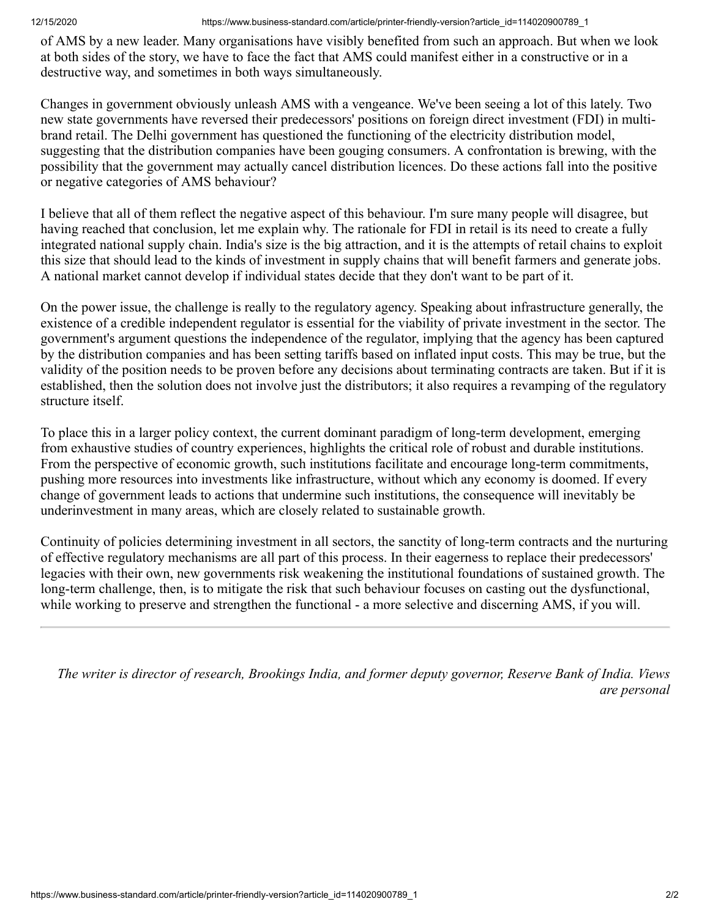of AMS by a new leader. Many organisations have visibly benefited from such an approach. But when we look at both sides of the story, we have to face the fact that AMS could manifest either in a constructive or in a destructive way, and sometimes in both ways simultaneously.

Changes in government obviously unleash AMS with a vengeance. We've been seeing a lot of this lately. Two new state governments have reversed their predecessors' positions on foreign direct investment (FDI) in multi-brand retail. The Delhi government has questioned the functioning of the electricity distribution model, suggesting that the distribution companies have been gouging consumers. A confrontation is brewing, with the possibility that the government may actually cancel distribution licences. Do these actions fall into the positive or negative categories of AMS behaviour?

I believe that all of them reflect the negative aspect of this behaviour. I'm sure many people will disagree, but having reached that conclusion, let me explain why. The rationale for FDI in retail is its need to create a fully integrated national supply chain. India's size is the big attraction, and it is the attempts of retail chains to exploit this size that should lead to the kinds of investment in supply chains that will benefit farmers and generate jobs. A national market cannot develop if individual states decide that they don't want to be part of it.

On the power issue, the challenge is really to the regulatory agency. Speaking about infrastructure generally, the existence of a credible independent regulator is essential for the viability of private investment in the sector. The government's argument questions the independence of the regulator, implying that the agency has been captured by the distribution companies and has been setting tariffs based on inflated input costs. This may be true, but the validity of the position needs to be proven before any decisions about terminating contracts are taken. But if it is established, then the solution does not involve just the distributors; it also requires a revamping of the regulatory structure itself.

To place this in a larger policy context, the current dominant paradigm of long-term development, emerging from exhaustive studies of country experiences, highlights the critical role of robust and durable institutions. From the perspective of economic growth, such institutions facilitate and encourage long-term commitments, pushing more resources into investments like infrastructure, without which any economy is doomed. If every change of government leads to actions that undermine such institutions, the consequence will inevitably be underinvestment in many areas, which are closely related to sustainable growth.

Continuity of policies determining investment in all sectors, the sanctity of long-term contracts and the nurturing of effective regulatory mechanisms are all part of this process. In their eagerness to replace their predecessors' legacies with their own, new governments risk weakening the institutional foundations of sustained growth. The long-term challenge, then, is to mitigate the risk that such behaviour focuses on casting out the dysfunctional, while working to preserve and strengthen the functional - a more selective and discerning AMS, if you will.

---

*The writer is director of research, Brookings India, and former deputy governor, Reserve Bank of India. Views are personal*